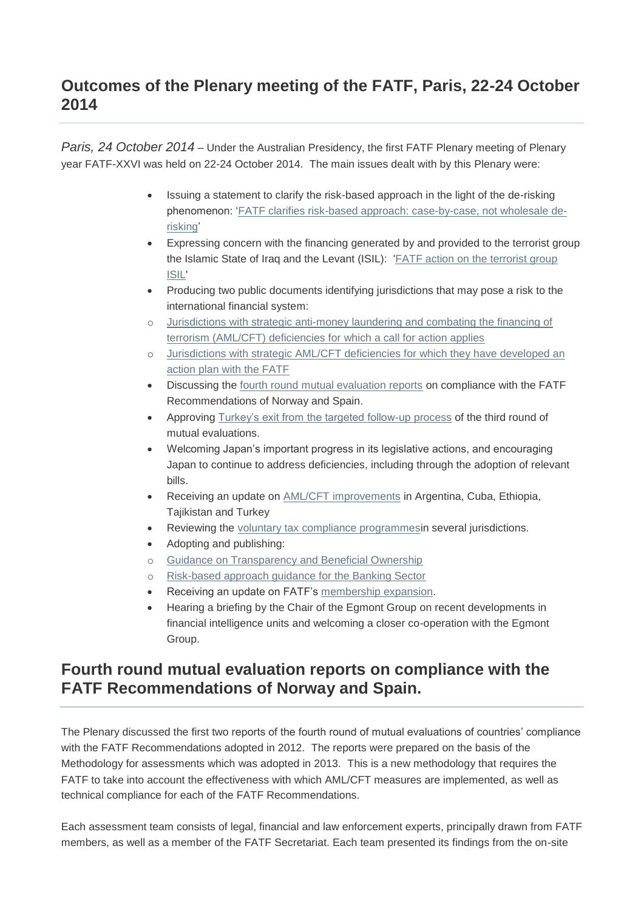## Outcomes of the Plenary meeting of the FATF, Paris, 22-24 October 2014

*Paris, 24 October 2014* – Under the Australian Presidency, the first FATF Plenary meeting of Plenary year FATF-XXVI was held on 22-24 October 2014. The main issues dealt with by this Plenary were:

- Issuing a statement to clarify the risk-based approach in the light of the de-risking phenomenon: 'FATF clarifies risk-based approach: case-by-case, not wholesale de-risking'
- Expressing concern with the financing generated by and provided to the terrorist group the Islamic State of Iraq and the Levant (ISIL): 'FATF action on the terrorist group ISIL'
- Producing two public documents identifying jurisdictions that may pose a risk to the international financial system:
  - Jurisdictions with strategic anti-money laundering and combating the financing of terrorism (AML/CFT) deficiencies for which a call for action applies
  - Jurisdictions with strategic AML/CFT deficiencies for which they have developed an action plan with the FATF
- Discussing the fourth round mutual evaluation reports on compliance with the FATF Recommendations of Norway and Spain.
- Approving Turkey's exit from the targeted follow-up process of the third round of mutual evaluations.
- Welcoming Japan's important progress in its legislative actions, and encouraging Japan to continue to address deficiencies, including through the adoption of relevant bills.
- Receiving an update on AML/CFT improvements in Argentina, Cuba, Ethiopia, Tajikistan and Turkey
- Reviewing the voluntary tax compliance programmesin several jurisdictions.
- Adopting and publishing:
  - Guidance on Transparency and Beneficial Ownership
  - Risk-based approach guidance for the Banking Sector
- Receiving an update on FATF's membership expansion.
- Hearing a briefing by the Chair of the Egmont Group on recent developments in financial intelligence units and welcoming a closer co-operation with the Egmont Group.

## Fourth round mutual evaluation reports on compliance with the FATF Recommendations of Norway and Spain.

The Plenary discussed the first two reports of the fourth round of mutual evaluations of countries' compliance with the FATF Recommendations adopted in 2012. The reports were prepared on the basis of the Methodology for assessments which was adopted in 2013. This is a new methodology that requires the FATF to take into account the effectiveness with which AML/CFT measures are implemented, as well as technical compliance for each of the FATF Recommendations.

Each assessment team consists of legal, financial and law enforcement experts, principally drawn from FATF members, as well as a member of the FATF Secretariat. Each team presented its findings from the on-site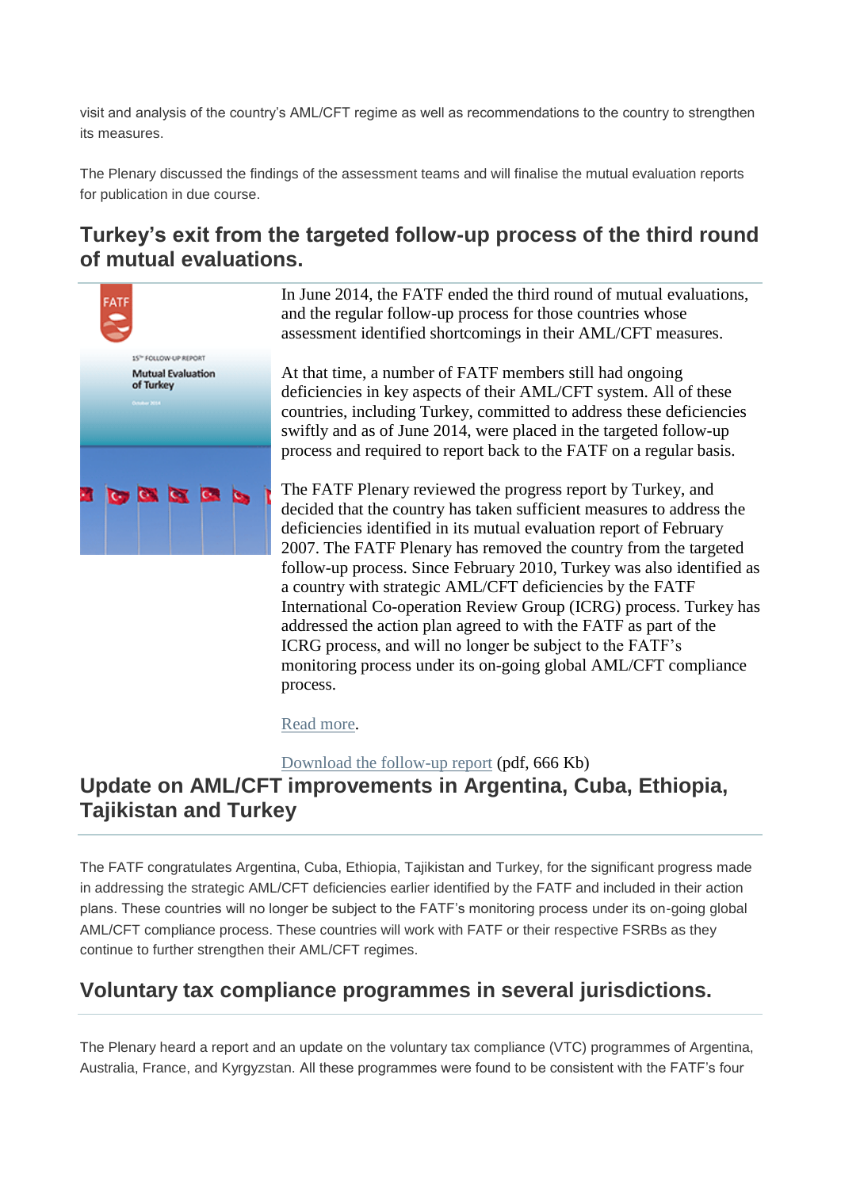visit and analysis of the country's AML/CFT regime as well as recommendations to the country to strengthen its measures.

The Plenary discussed the findings of the assessment teams and will finalise the mutual evaluation reports for publication in due course.

## Turkey's exit from the targeted follow-up process of the third round of mutual evaluations.

In June 2014, the FATF ended the third round of mutual evaluations, and the regular follow-up process for those countries whose assessment identified shortcomings in their AML/CFT measures.

At that time, a number of FATF members still had ongoing deficiencies in key aspects of their AML/CFT system. All of these countries, including Turkey, committed to address these deficiencies swiftly and as of June 2014, were placed in the targeted follow-up process and required to report back to the FATF on a regular basis.

The FATF Plenary reviewed the progress report by Turkey, and decided that the country has taken sufficient measures to address the deficiencies identified in its mutual evaluation report of February 2007. The FATF Plenary has removed the country from the targeted follow-up process. Since February 2010, Turkey was also identified as a country with strategic AML/CFT deficiencies by the FATF International Co-operation Review Group (ICRG) process. Turkey has addressed the action plan agreed to with the FATF as part of the ICRG process, and will no longer be subject to the FATF's monitoring process under its on-going global AML/CFT compliance process.

Read more.

Download the follow-up report (pdf, 666 Kb)

## Update on AML/CFT improvements in Argentina, Cuba, Ethiopia, Tajikistan and Turkey

The FATF congratulates Argentina, Cuba, Ethiopia, Tajikistan and Turkey, for the significant progress made in addressing the strategic AML/CFT deficiencies earlier identified by the FATF and included in their action plans. These countries will no longer be subject to the FATF's monitoring process under its on-going global AML/CFT compliance process. These countries will work with FATF or their respective FSRBs as they continue to further strengthen their AML/CFT regimes.

## Voluntary tax compliance programmes in several jurisdictions.

The Plenary heard a report and an update on the voluntary tax compliance (VTC) programmes of Argentina, Australia, France, and Kyrgyzstan. All these programmes were found to be consistent with the FATF's four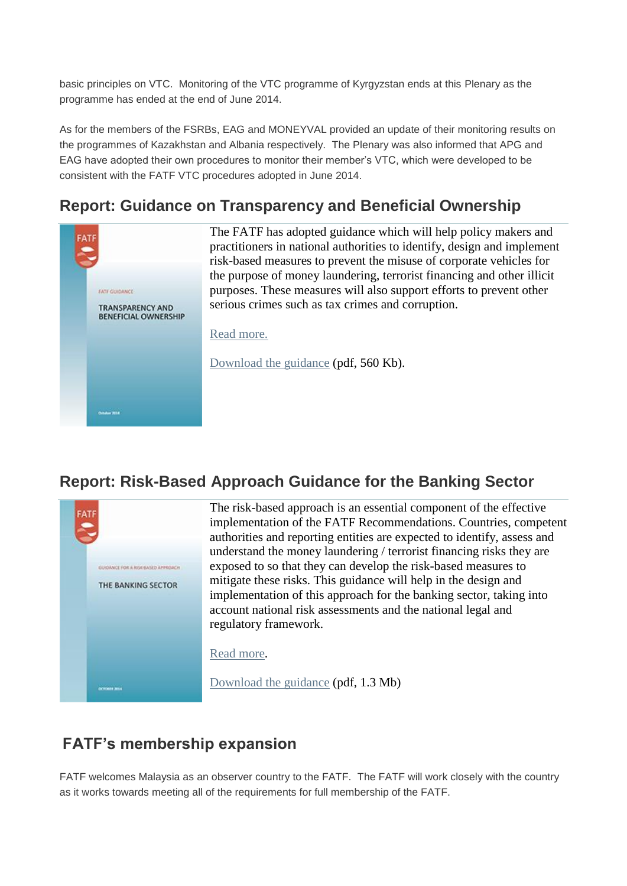basic principles on VTC. Monitoring of the VTC programme of Kyrgyzstan ends at this Plenary as the programme has ended at the end of June 2014.

As for the members of the FSRBs, EAG and MONEYVAL provided an update of their monitoring results on the programmes of Kazakhstan and Albania respectively. The Plenary was also informed that APG and EAG have adopted their own procedures to monitor their member's VTC, which were developed to be consistent with the FATF VTC procedures adopted in June 2014.

## Report: Guidance on Transparency and Beneficial Ownership

The FATF has adopted guidance which will help policy makers and practitioners in national authorities to identify, design and implement risk-based measures to prevent the misuse of corporate vehicles for the purpose of money laundering, terrorist financing and other illicit purposes. These measures will also support efforts to prevent other serious crimes such as tax crimes and corruption.

Read more.

Download the guidance (pdf, 560 Kb).

## Report: Risk-Based Approach Guidance for the Banking Sector

The risk-based approach is an essential component of the effective implementation of the FATF Recommendations. Countries, competent authorities and reporting entities are expected to identify, assess and understand the money laundering / terrorist financing risks they are exposed to so that they can develop the risk-based measures to mitigate these risks. This guidance will help in the design and implementation of this approach for the banking sector, taking into account national risk assessments and the national legal and regulatory framework.

Read more.

Download the guidance (pdf, 1.3 Mb)

## FATF's membership expansion

FATF welcomes Malaysia as an observer country to the FATF. The FATF will work closely with the country as it works towards meeting all of the requirements for full membership of the FATF.